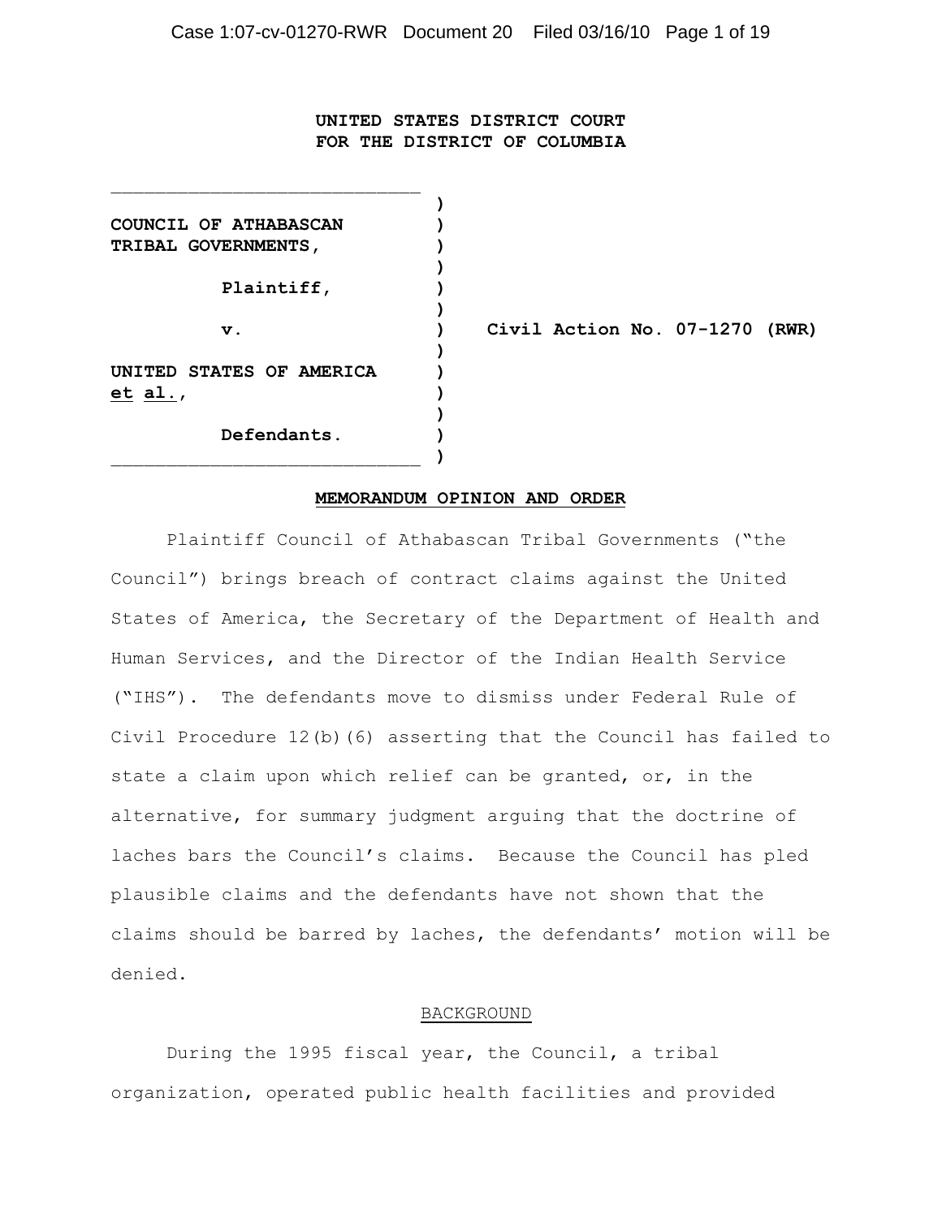**UNITED STATES DISTRICT COURT**
**FOR THE DISTRICT OF COLUMBIA**

| | | |
|---|---|---|
| **COUNCIL OF ATHABASCAN TRIBAL GOVERNMENTS,** | ) | |
| **Plaintiff,** | ) | |
| **v.** | ) | **Civil Action No. 07-1270 (RWR)** |
| **UNITED STATES OF AMERICA** ***et al.*****,** | ) | |
| **Defendants.** | ) | |

**MEMORANDUM OPINION AND ORDER**

Plaintiff Council of Athabascan Tribal Governments ("the Council") brings breach of contract claims against the United States of America, the Secretary of the Department of Health and Human Services, and the Director of the Indian Health Service ("IHS"). The defendants move to dismiss under Federal Rule of Civil Procedure 12(b)(6) asserting that the Council has failed to state a claim upon which relief can be granted, or, in the alternative, for summary judgment arguing that the doctrine of laches bars the Council's claims. Because the Council has pled plausible claims and the defendants have not shown that the claims should be barred by laches, the defendants' motion will be denied.

BACKGROUND

During the 1995 fiscal year, the Council, a tribal organization, operated public health facilities and provided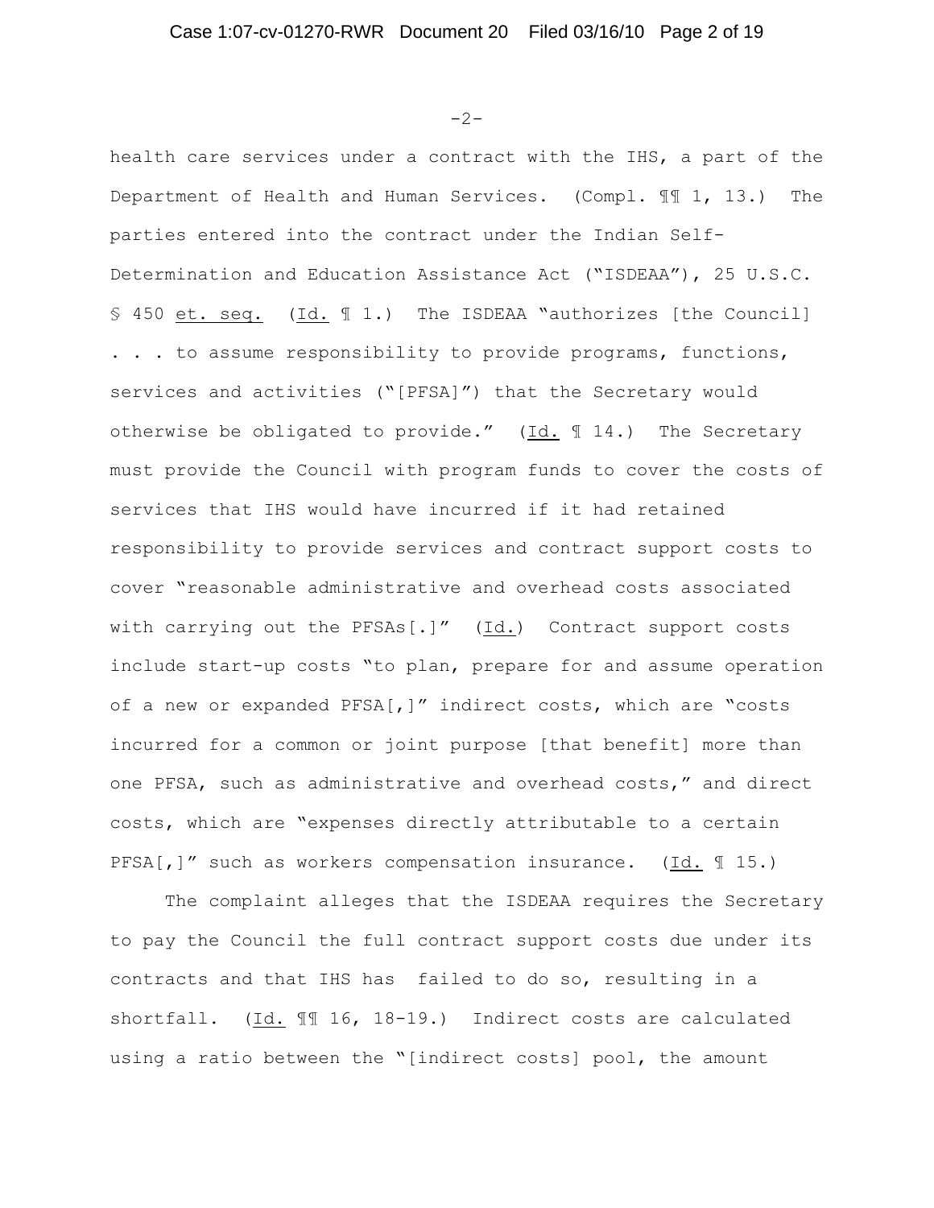health care services under a contract with the IHS, a part of the Department of Health and Human Services. (Compl. ¶¶ 1, 13.) The parties entered into the contract under the Indian Self-Determination and Education Assistance Act ("ISDEAA"), 25 U.S.C. § 450 et. seq. (Id. ¶ 1.) The ISDEAA "authorizes [the Council] . . . to assume responsibility to provide programs, functions, services and activities ("[PFSA]") that the Secretary would otherwise be obligated to provide." (Id. ¶ 14.) The Secretary must provide the Council with program funds to cover the costs of services that IHS would have incurred if it had retained responsibility to provide services and contract support costs to cover "reasonable administrative and overhead costs associated with carrying out the PFSAs[.]" (Id.) Contract support costs include start-up costs "to plan, prepare for and assume operation of a new or expanded PFSA[,]" indirect costs, which are "costs incurred for a common or joint purpose [that benefit] more than one PFSA, such as administrative and overhead costs," and direct costs, which are "expenses directly attributable to a certain PFSA[,]" such as workers compensation insurance. (Id. ¶ 15.)

The complaint alleges that the ISDEAA requires the Secretary to pay the Council the full contract support costs due under its contracts and that IHS has failed to do so, resulting in a shortfall. (Id. ¶¶ 16, 18-19.) Indirect costs are calculated using a ratio between the "[indirect costs] pool, the amount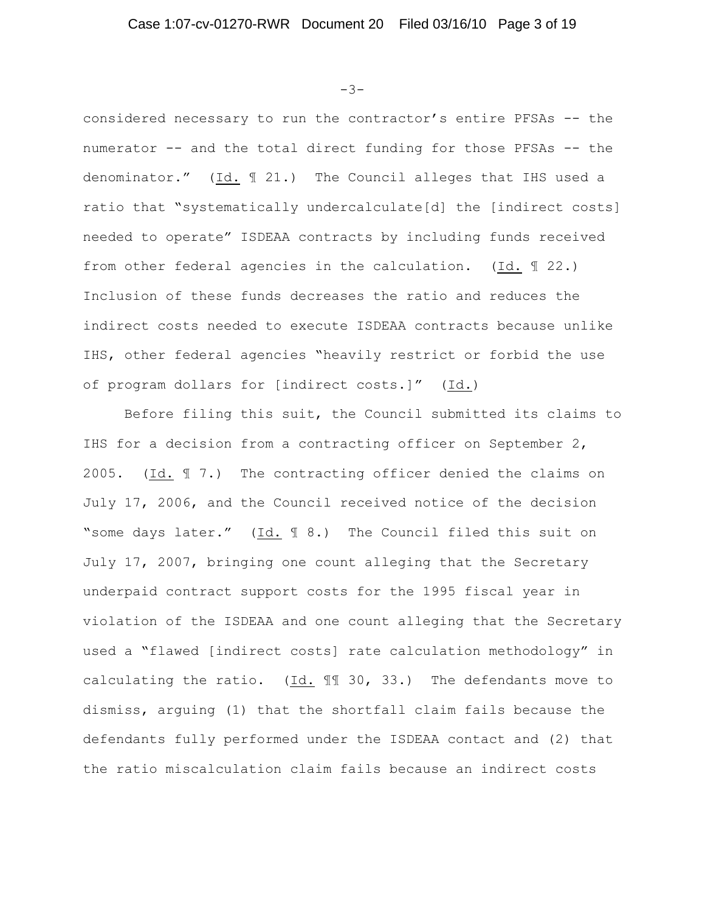considered necessary to run the contractor's entire PFSAs -- the numerator -- and the total direct funding for those PFSAs -- the denominator." (Id. ¶ 21.) The Council alleges that IHS used a ratio that "systematically undercalculate[d] the [indirect costs] needed to operate" ISDEAA contracts by including funds received from other federal agencies in the calculation. (Id. ¶ 22.) Inclusion of these funds decreases the ratio and reduces the indirect costs needed to execute ISDEAA contracts because unlike IHS, other federal agencies "heavily restrict or forbid the use of program dollars for [indirect costs.]" (Id.)

Before filing this suit, the Council submitted its claims to IHS for a decision from a contracting officer on September 2, 2005. (Id. ¶ 7.) The contracting officer denied the claims on July 17, 2006, and the Council received notice of the decision "some days later." (Id. ¶ 8.) The Council filed this suit on July 17, 2007, bringing one count alleging that the Secretary underpaid contract support costs for the 1995 fiscal year in violation of the ISDEAA and one count alleging that the Secretary used a "flawed [indirect costs] rate calculation methodology" in calculating the ratio. (Id. ¶¶ 30, 33.) The defendants move to dismiss, arguing (1) that the shortfall claim fails because the defendants fully performed under the ISDEAA contact and (2) that the ratio miscalculation claim fails because an indirect costs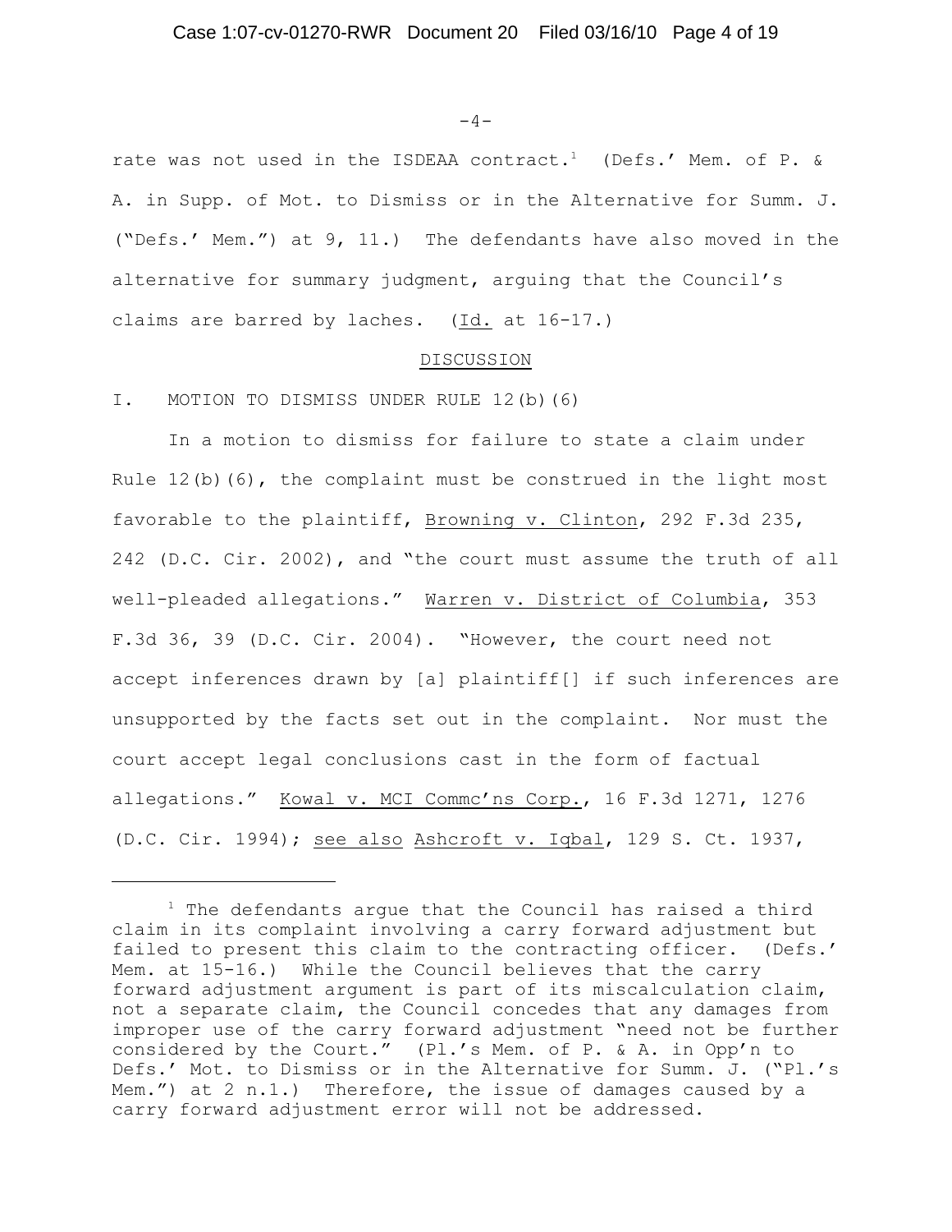rate was not used in the ISDEAA contract.[1] (Defs.' Mem. of P. & A. in Supp. of Mot. to Dismiss or in the Alternative for Summ. J. ("Defs.' Mem.") at 9, 11.) The defendants have also moved in the alternative for summary judgment, arguing that the Council's claims are barred by laches. (Id. at 16-17.)

## DISCUSSION

### I. MOTION TO DISMISS UNDER RULE 12(b)(6)

In a motion to dismiss for failure to state a claim under Rule 12(b)(6), the complaint must be construed in the light most favorable to the plaintiff, Browning v. Clinton, 292 F.3d 235, 242 (D.C. Cir. 2002), and "the court must assume the truth of all well-pleaded allegations." Warren v. District of Columbia, 353 F.3d 36, 39 (D.C. Cir. 2004). "However, the court need not accept inferences drawn by [a] plaintiff[] if such inferences are unsupported by the facts set out in the complaint. Nor must the court accept legal conclusions cast in the form of factual allegations." Kowal v. MCI Commc'ns Corp., 16 F.3d 1271, 1276 (D.C. Cir. 1994); see also Ashcroft v. Iqbal, 129 S. Ct. 1937,

[1] The defendants argue that the Council has raised a third claim in its complaint involving a carry forward adjustment but failed to present this claim to the contracting officer. (Defs.' Mem. at 15-16.) While the Council believes that the carry forward adjustment argument is part of its miscalculation claim, not a separate claim, the Council concedes that any damages from improper use of the carry forward adjustment "need not be further considered by the Court." (Pl.'s Mem. of P. & A. in Opp'n to Defs.' Mot. to Dismiss or in the Alternative for Summ. J. ("Pl.'s Mem.") at 2 n.1.) Therefore, the issue of damages caused by a carry forward adjustment error will not be addressed.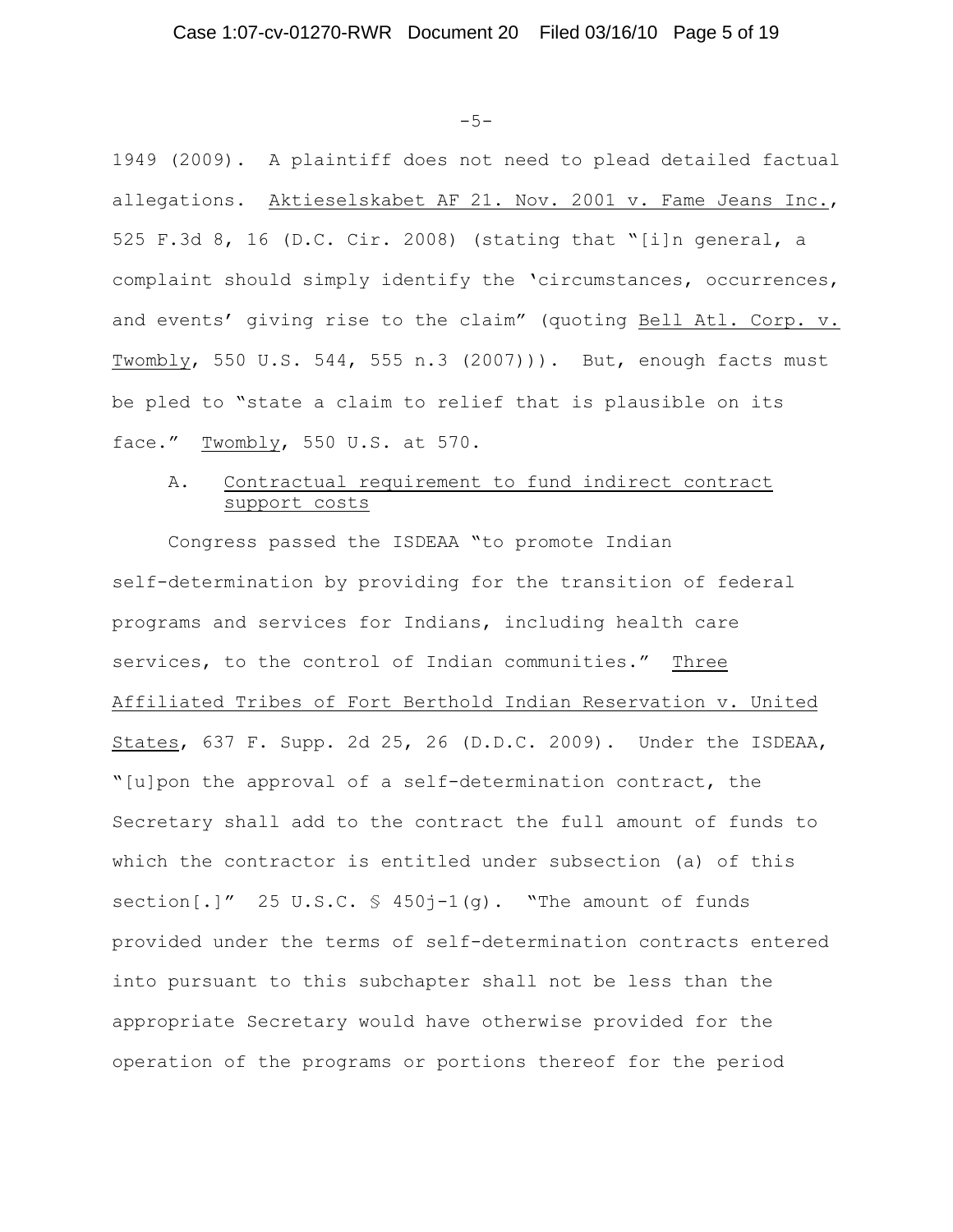1949 (2009). A plaintiff does not need to plead detailed factual allegations. Aktieselskabet AF 21. Nov. 2001 v. Fame Jeans Inc., 525 F.3d 8, 16 (D.C. Cir. 2008) (stating that "[i]n general, a complaint should simply identify the 'circumstances, occurrences, and events' giving rise to the claim" (quoting Bell Atl. Corp. v. Twombly, 550 U.S. 544, 555 n.3 (2007))). But, enough facts must be pled to "state a claim to relief that is plausible on its face." Twombly, 550 U.S. at 570.

### A. Contractual requirement to fund indirect contract support costs

Congress passed the ISDEAA "to promote Indian self-determination by providing for the transition of federal programs and services for Indians, including health care services, to the control of Indian communities." Three Affiliated Tribes of Fort Berthold Indian Reservation v. United States, 637 F. Supp. 2d 25, 26 (D.D.C. 2009). Under the ISDEAA, "[u]pon the approval of a self-determination contract, the Secretary shall add to the contract the full amount of funds to which the contractor is entitled under subsection (a) of this section[.]" 25 U.S.C. § 450j-1(g). "The amount of funds provided under the terms of self-determination contracts entered into pursuant to this subchapter shall not be less than the appropriate Secretary would have otherwise provided for the operation of the programs or portions thereof for the period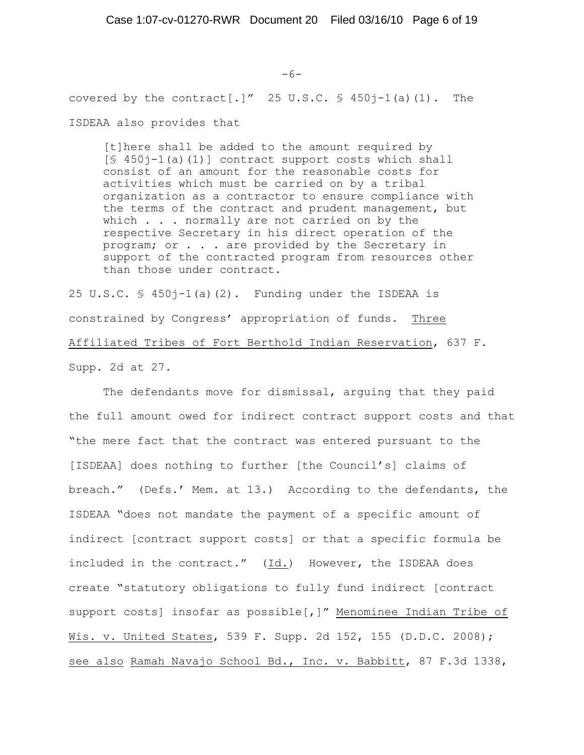covered by the contract[.]" 25 U.S.C. § 450j-1(a)(1). The ISDEAA also provides that

> [t]here shall be added to the amount required by [§ 450j-1(a)(1)] contract support costs which shall consist of an amount for the reasonable costs for activities which must be carried on by a tribal organization as a contractor to ensure compliance with the terms of the contract and prudent management, but which . . . normally are not carried on by the respective Secretary in his direct operation of the program; or . . . are provided by the Secretary in support of the contracted program from resources other than those under contract.

25 U.S.C. § 450j-1(a)(2). Funding under the ISDEAA is constrained by Congress' appropriation of funds. Three Affiliated Tribes of Fort Berthold Indian Reservation, 637 F. Supp. 2d at 27.

The defendants move for dismissal, arguing that they paid the full amount owed for indirect contract support costs and that "the mere fact that the contract was entered pursuant to the [ISDEAA] does nothing to further [the Council's] claims of breach." (Defs.' Mem. at 13.) According to the defendants, the ISDEAA "does not mandate the payment of a specific amount of indirect [contract support costs] or that a specific formula be included in the contract." (Id.) However, the ISDEAA does create "statutory obligations to fully fund indirect [contract support costs] insofar as possible[,]" Menominee Indian Tribe of Wis. v. United States, 539 F. Supp. 2d 152, 155 (D.D.C. 2008); see also Ramah Navajo School Bd., Inc. v. Babbitt, 87 F.3d 1338,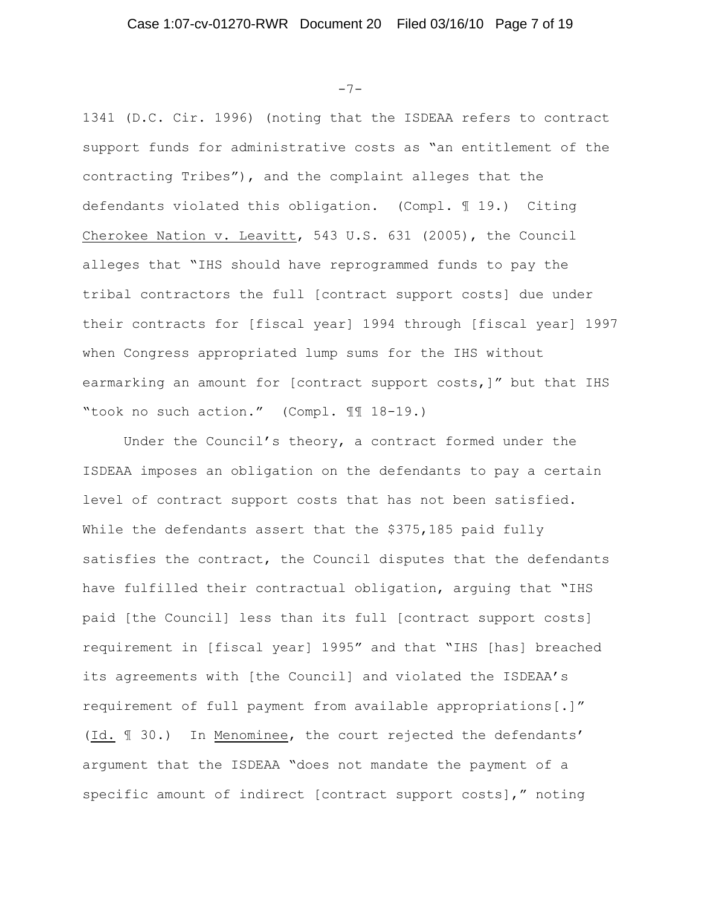1341 (D.C. Cir. 1996) (noting that the ISDEAA refers to contract support funds for administrative costs as "an entitlement of the contracting Tribes"), and the complaint alleges that the defendants violated this obligation. (Compl. ¶ 19.) Citing Cherokee Nation v. Leavitt, 543 U.S. 631 (2005), the Council alleges that "IHS should have reprogrammed funds to pay the tribal contractors the full [contract support costs] due under their contracts for [fiscal year] 1994 through [fiscal year] 1997 when Congress appropriated lump sums for the IHS without earmarking an amount for [contract support costs,]" but that IHS "took no such action." (Compl. ¶¶ 18-19.)

Under the Council's theory, a contract formed under the ISDEAA imposes an obligation on the defendants to pay a certain level of contract support costs that has not been satisfied. While the defendants assert that the $375,185 paid fully satisfies the contract, the Council disputes that the defendants have fulfilled their contractual obligation, arguing that "IHS paid [the Council] less than its full [contract support costs] requirement in [fiscal year] 1995" and that "IHS [has] breached its agreements with [the Council] and violated the ISDEAA's requirement of full payment from available appropriations[.]" (Id. ¶ 30.) In Menominee, the court rejected the defendants' argument that the ISDEAA "does not mandate the payment of a specific amount of indirect [contract support costs]," noting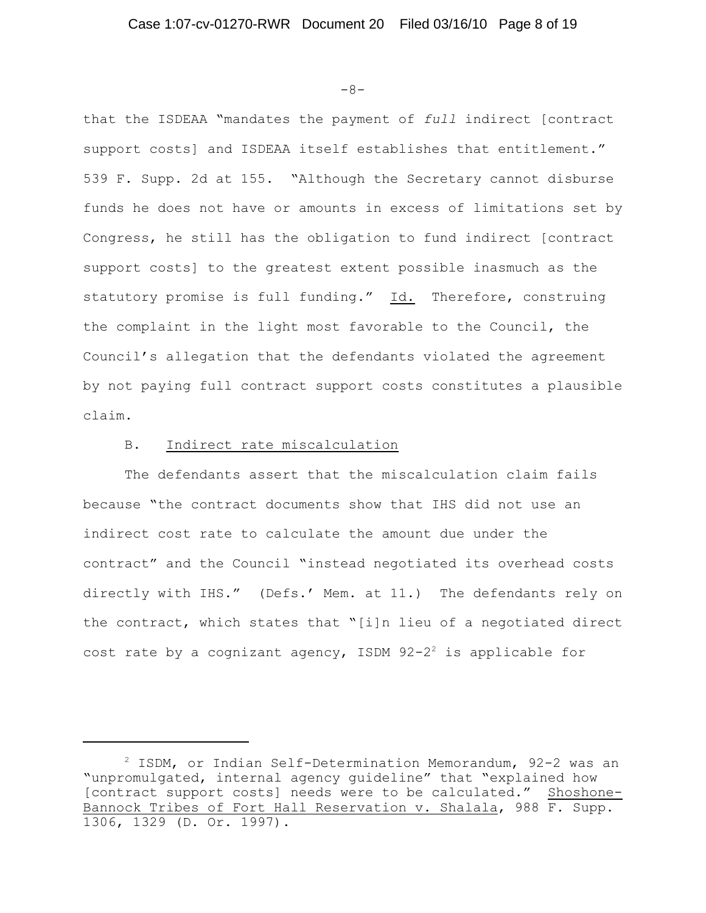that the ISDEAA "mandates the payment of *full* indirect [contract support costs] and ISDEAA itself establishes that entitlement." 539 F. Supp. 2d at 155. "Although the Secretary cannot disburse funds he does not have or amounts in excess of limitations set by Congress, he still has the obligation to fund indirect [contract support costs] to the greatest extent possible inasmuch as the statutory promise is full funding." Id. Therefore, construing the complaint in the light most favorable to the Council, the Council's allegation that the defendants violated the agreement by not paying full contract support costs constitutes a plausible claim.

B. Indirect rate miscalculation

The defendants assert that the miscalculation claim fails because "the contract documents show that IHS did not use an indirect cost rate to calculate the amount due under the contract" and the Council "instead negotiated its overhead costs directly with IHS." (Defs.' Mem. at 11.) The defendants rely on the contract, which states that "[i]n lieu of a negotiated direct cost rate by a cognizant agency, ISDM 92-2[2] is applicable for

---

[2] ISDM, or Indian Self-Determination Memorandum, 92-2 was an "unpromulgated, internal agency guideline" that "explained how [contract support costs] needs were to be calculated." Shoshone-Bannock Tribes of Fort Hall Reservation v. Shalala, 988 F. Supp. 1306, 1329 (D. Or. 1997).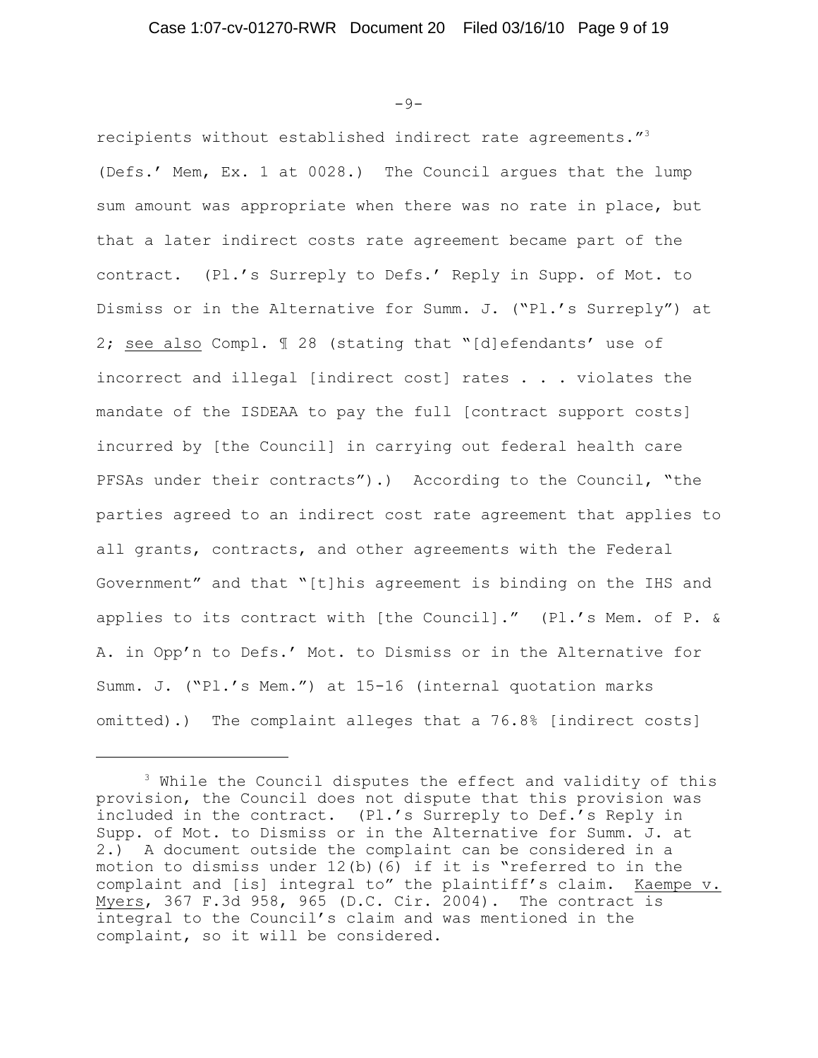recipients without established indirect rate agreements."[3] (Defs.' Mem, Ex. 1 at 0028.) The Council argues that the lump sum amount was appropriate when there was no rate in place, but that a later indirect costs rate agreement became part of the contract. (Pl.'s Surreply to Defs.' Reply in Supp. of Mot. to Dismiss or in the Alternative for Summ. J. ("Pl.'s Surreply") at 2; see also Compl. ¶ 28 (stating that "[d]efendants' use of incorrect and illegal [indirect cost] rates . . . violates the mandate of the ISDEAA to pay the full [contract support costs] incurred by [the Council] in carrying out federal health care PFSAs under their contracts").) According to the Council, "the parties agreed to an indirect cost rate agreement that applies to all grants, contracts, and other agreements with the Federal Government" and that "[t]his agreement is binding on the IHS and applies to its contract with [the Council]." (Pl.'s Mem. of P. & A. in Opp'n to Defs.' Mot. to Dismiss or in the Alternative for Summ. J. ("Pl.'s Mem.") at 15-16 (internal quotation marks omitted).) The complaint alleges that a 76.8% [indirect costs]

---

[3] While the Council disputes the effect and validity of this provision, the Council does not dispute that this provision was included in the contract. (Pl.'s Surreply to Def.'s Reply in Supp. of Mot. to Dismiss or in the Alternative for Summ. J. at 2.) A document outside the complaint can be considered in a motion to dismiss under 12(b)(6) if it is "referred to in the complaint and [is] integral to" the plaintiff's claim. Kaempe v. Myers, 367 F.3d 958, 965 (D.C. Cir. 2004). The contract is integral to the Council's claim and was mentioned in the complaint, so it will be considered.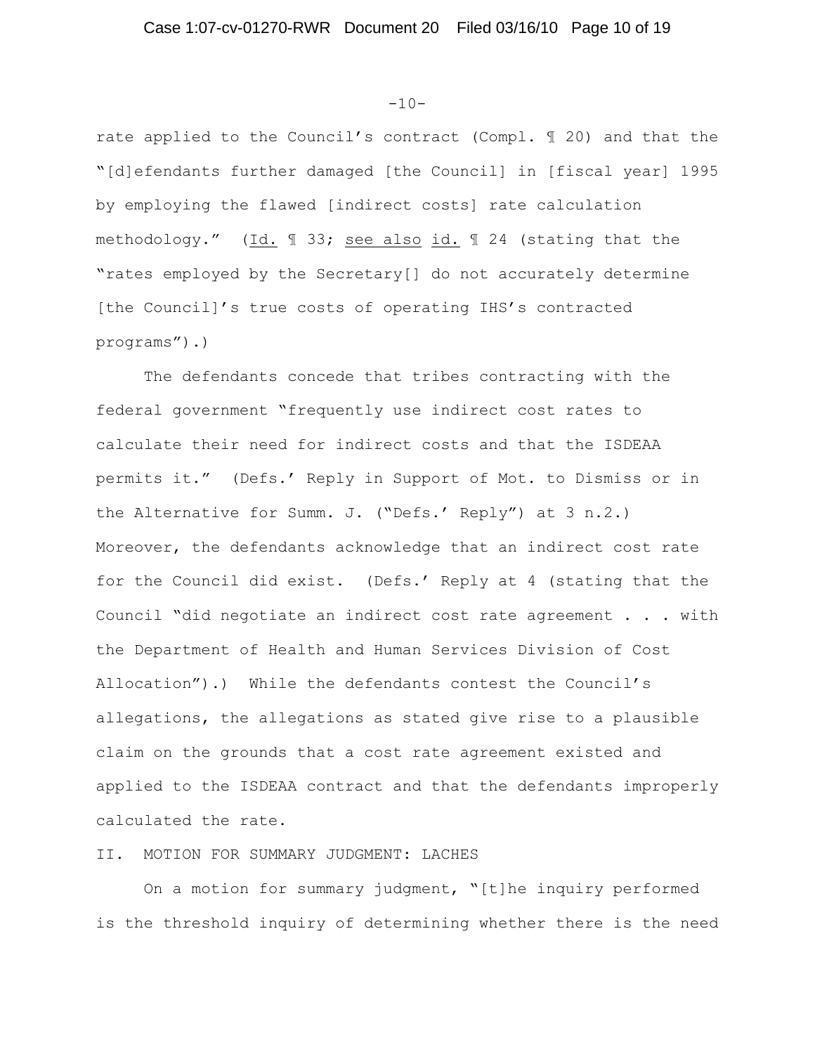rate applied to the Council's contract (Compl. ¶ 20) and that the "[d]efendants further damaged [the Council] in [fiscal year] 1995 by employing the flawed [indirect costs] rate calculation methodology." (Id. ¶ 33; see also id. ¶ 24 (stating that the "rates employed by the Secretary[] do not accurately determine [the Council]'s true costs of operating IHS's contracted programs").)

The defendants concede that tribes contracting with the federal government "frequently use indirect cost rates to calculate their need for indirect costs and that the ISDEAA permits it." (Defs.' Reply in Support of Mot. to Dismiss or in the Alternative for Summ. J. ("Defs.' Reply") at 3 n.2.) Moreover, the defendants acknowledge that an indirect cost rate for the Council did exist. (Defs.' Reply at 4 (stating that the Council "did negotiate an indirect cost rate agreement . . . with the Department of Health and Human Services Division of Cost Allocation").) While the defendants contest the Council's allegations, the allegations as stated give rise to a plausible claim on the grounds that a cost rate agreement existed and applied to the ISDEAA contract and that the defendants improperly calculated the rate.

## II. MOTION FOR SUMMARY JUDGMENT: LACHES

On a motion for summary judgment, "[t]he inquiry performed is the threshold inquiry of determining whether there is the need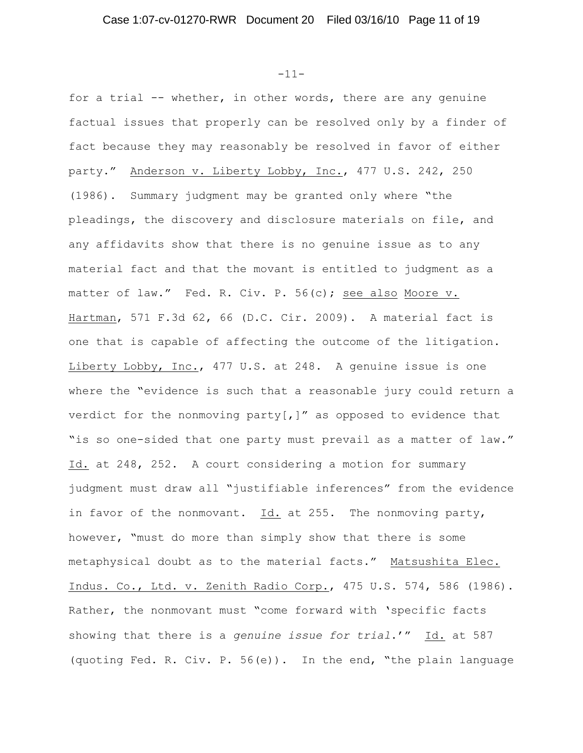for a trial -- whether, in other words, there are any genuine factual issues that properly can be resolved only by a finder of fact because they may reasonably be resolved in favor of either party." Anderson v. Liberty Lobby, Inc., 477 U.S. 242, 250 (1986). Summary judgment may be granted only where "the pleadings, the discovery and disclosure materials on file, and any affidavits show that there is no genuine issue as to any material fact and that the movant is entitled to judgment as a matter of law." Fed. R. Civ. P. 56(c); see also Moore v. Hartman, 571 F.3d 62, 66 (D.C. Cir. 2009). A material fact is one that is capable of affecting the outcome of the litigation. Liberty Lobby, Inc., 477 U.S. at 248. A genuine issue is one where the "evidence is such that a reasonable jury could return a verdict for the nonmoving party[,]" as opposed to evidence that "is so one-sided that one party must prevail as a matter of law." Id. at 248, 252. A court considering a motion for summary judgment must draw all "justifiable inferences" from the evidence in favor of the nonmovant. Id. at 255. The nonmoving party, however, "must do more than simply show that there is some metaphysical doubt as to the material facts." Matsushita Elec. Indus. Co., Ltd. v. Zenith Radio Corp., 475 U.S. 574, 586 (1986). Rather, the nonmovant must "come forward with 'specific facts showing that there is a *genuine issue for trial*.'" Id. at 587 (quoting Fed. R. Civ. P. 56(e)). In the end, "the plain language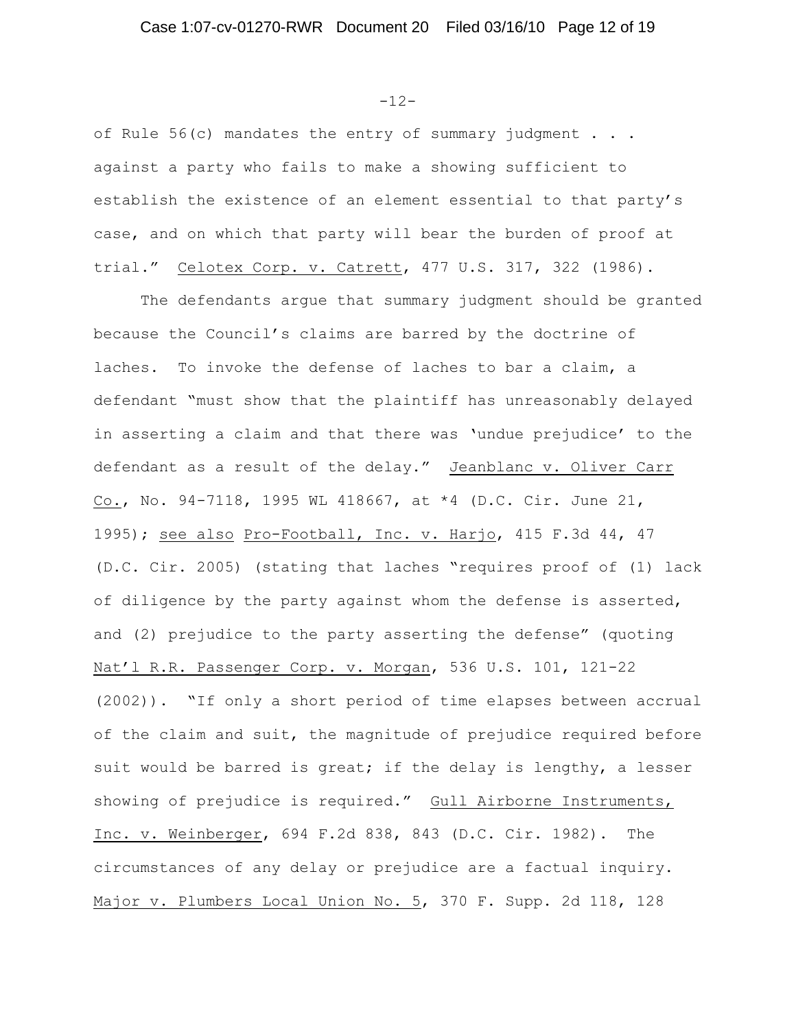of Rule 56(c) mandates the entry of summary judgment . . . against a party who fails to make a showing sufficient to establish the existence of an element essential to that party's case, and on which that party will bear the burden of proof at trial." Celotex Corp. v. Catrett, 477 U.S. 317, 322 (1986).

The defendants argue that summary judgment should be granted because the Council's claims are barred by the doctrine of laches. To invoke the defense of laches to bar a claim, a defendant "must show that the plaintiff has unreasonably delayed in asserting a claim and that there was 'undue prejudice' to the defendant as a result of the delay." Jeanblanc v. Oliver Carr Co., No. 94-7118, 1995 WL 418667, at *4 (D.C. Cir. June 21, 1995); see also Pro-Football, Inc. v. Harjo, 415 F.3d 44, 47 (D.C. Cir. 2005) (stating that laches "requires proof of (1) lack of diligence by the party against whom the defense is asserted, and (2) prejudice to the party asserting the defense" (quoting Nat'l R.R. Passenger Corp. v. Morgan, 536 U.S. 101, 121-22 (2002)). "If only a short period of time elapses between accrual of the claim and suit, the magnitude of prejudice required before suit would be barred is great; if the delay is lengthy, a lesser showing of prejudice is required." Gull Airborne Instruments, Inc. v. Weinberger, 694 F.2d 838, 843 (D.C. Cir. 1982). The circumstances of any delay or prejudice are a factual inquiry. Major v. Plumbers Local Union No. 5, 370 F. Supp. 2d 118, 128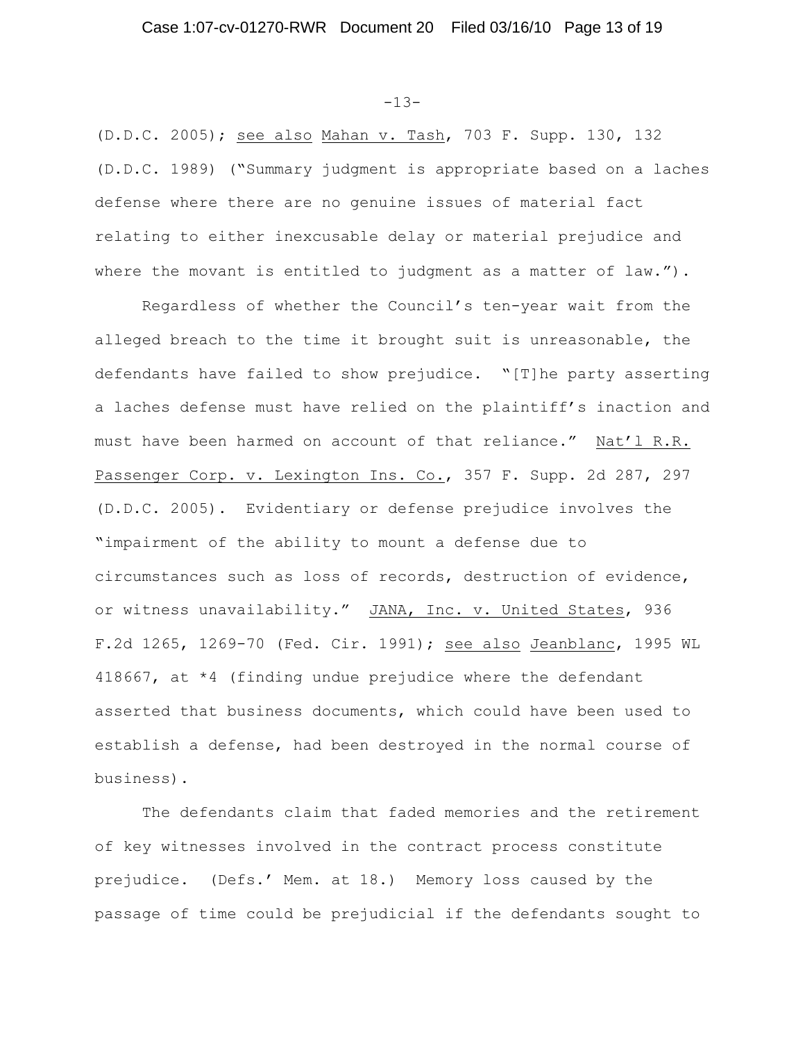(D.D.C. 2005); see also Mahan v. Tash, 703 F. Supp. 130, 132 (D.D.C. 1989) ("Summary judgment is appropriate based on a laches defense where there are no genuine issues of material fact relating to either inexcusable delay or material prejudice and where the movant is entitled to judgment as a matter of law.").

Regardless of whether the Council's ten-year wait from the alleged breach to the time it brought suit is unreasonable, the defendants have failed to show prejudice. "[T]he party asserting a laches defense must have relied on the plaintiff's inaction and must have been harmed on account of that reliance." Nat'l R.R. Passenger Corp. v. Lexington Ins. Co., 357 F. Supp. 2d 287, 297 (D.D.C. 2005). Evidentiary or defense prejudice involves the "impairment of the ability to mount a defense due to circumstances such as loss of records, destruction of evidence, or witness unavailability." JANA, Inc. v. United States, 936 F.2d 1265, 1269-70 (Fed. Cir. 1991); see also Jeanblanc, 1995 WL 418667, at *4 (finding undue prejudice where the defendant asserted that business documents, which could have been used to establish a defense, had been destroyed in the normal course of business).

The defendants claim that faded memories and the retirement of key witnesses involved in the contract process constitute prejudice. (Defs.' Mem. at 18.) Memory loss caused by the passage of time could be prejudicial if the defendants sought to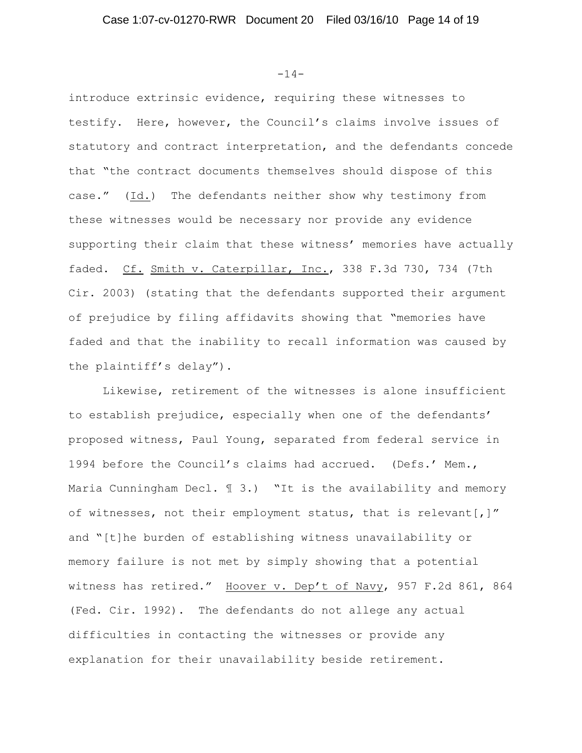introduce extrinsic evidence, requiring these witnesses to testify. Here, however, the Council's claims involve issues of statutory and contract interpretation, and the defendants concede that "the contract documents themselves should dispose of this case." (Id.) The defendants neither show why testimony from these witnesses would be necessary nor provide any evidence supporting their claim that these witness' memories have actually faded. Cf. Smith v. Caterpillar, Inc., 338 F.3d 730, 734 (7th Cir. 2003) (stating that the defendants supported their argument of prejudice by filing affidavits showing that "memories have faded and that the inability to recall information was caused by the plaintiff's delay").

Likewise, retirement of the witnesses is alone insufficient to establish prejudice, especially when one of the defendants' proposed witness, Paul Young, separated from federal service in 1994 before the Council's claims had accrued. (Defs.' Mem., Maria Cunningham Decl. ¶ 3.) "It is the availability and memory of witnesses, not their employment status, that is relevant[,]" and "[t]he burden of establishing witness unavailability or memory failure is not met by simply showing that a potential witness has retired." Hoover v. Dep't of Navy, 957 F.2d 861, 864 (Fed. Cir. 1992). The defendants do not allege any actual difficulties in contacting the witnesses or provide any explanation for their unavailability beside retirement.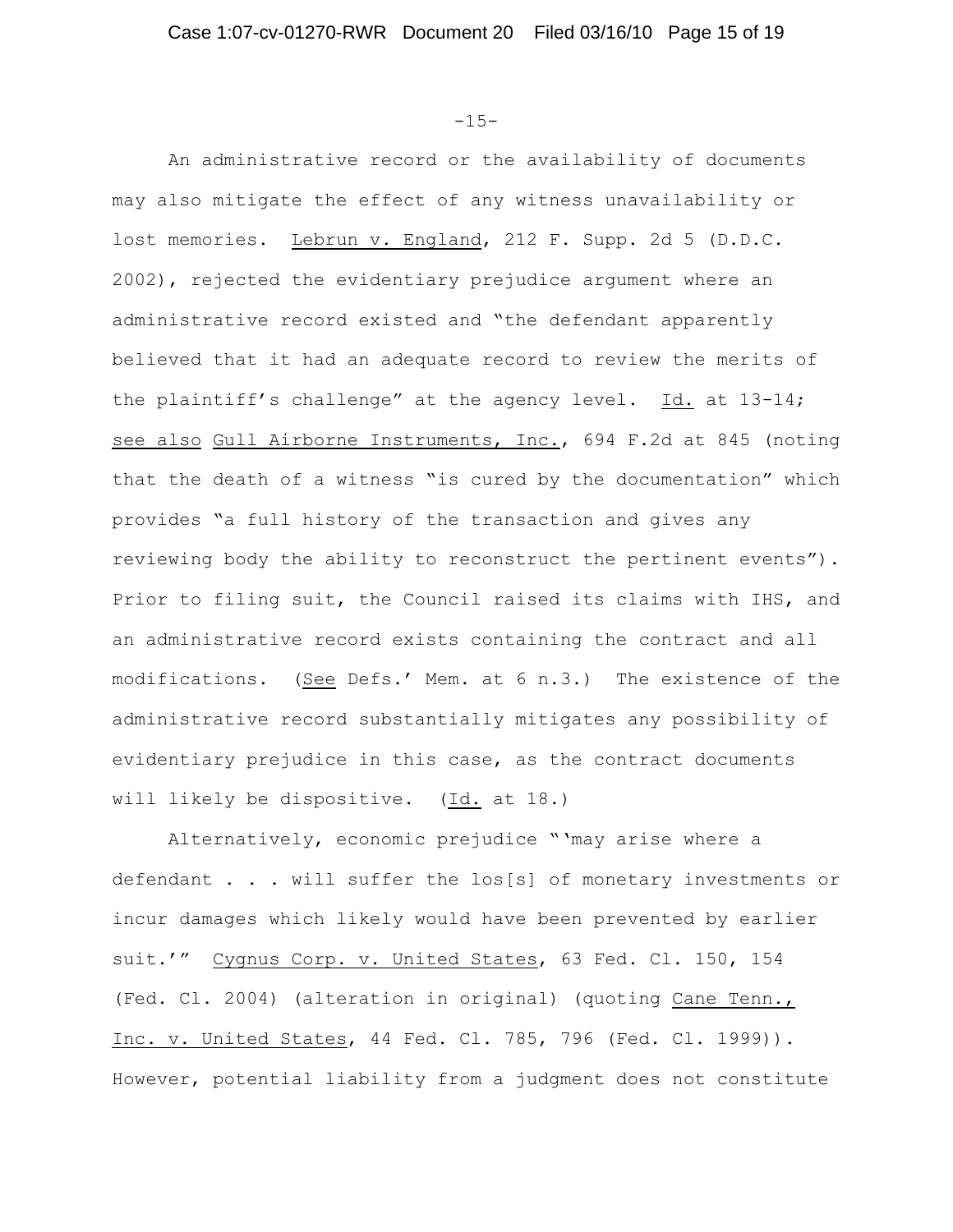An administrative record or the availability of documents may also mitigate the effect of any witness unavailability or lost memories. Lebrun v. England, 212 F. Supp. 2d 5 (D.D.C. 2002), rejected the evidentiary prejudice argument where an administrative record existed and "the defendant apparently believed that it had an adequate record to review the merits of the plaintiff's challenge" at the agency level. Id. at 13-14; see also Gull Airborne Instruments, Inc., 694 F.2d at 845 (noting that the death of a witness "is cured by the documentation" which provides "a full history of the transaction and gives any reviewing body the ability to reconstruct the pertinent events"). Prior to filing suit, the Council raised its claims with IHS, and an administrative record exists containing the contract and all modifications. (See Defs.' Mem. at 6 n.3.) The existence of the administrative record substantially mitigates any possibility of evidentiary prejudice in this case, as the contract documents will likely be dispositive. (Id. at 18.)

Alternatively, economic prejudice "'may arise where a defendant . . . will suffer the los[s] of monetary investments or incur damages which likely would have been prevented by earlier suit.'" Cygnus Corp. v. United States, 63 Fed. Cl. 150, 154 (Fed. Cl. 2004) (alteration in original) (quoting Cane Tenn., Inc. v. United States, 44 Fed. Cl. 785, 796 (Fed. Cl. 1999)). However, potential liability from a judgment does not constitute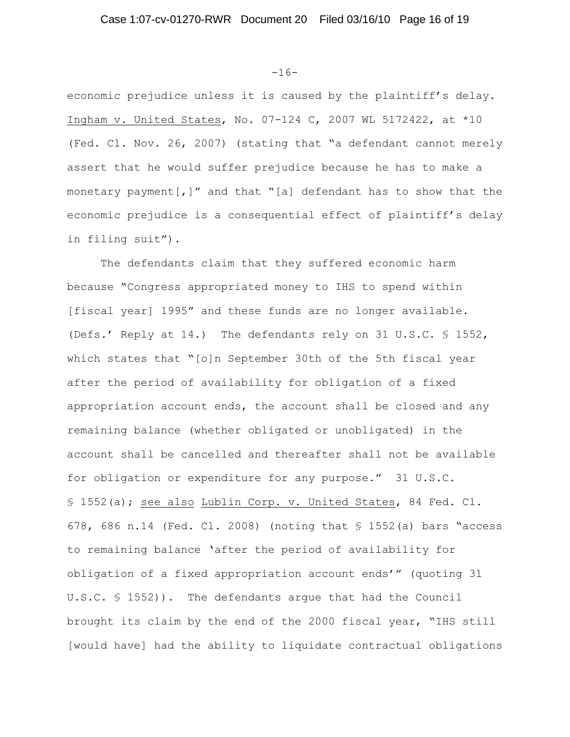economic prejudice unless it is caused by the plaintiff's delay. Ingham v. United States, No. 07-124 C, 2007 WL 5172422, at *10 (Fed. Cl. Nov. 26, 2007) (stating that "a defendant cannot merely assert that he would suffer prejudice because he has to make a monetary payment[,]" and that "[a] defendant has to show that the economic prejudice is a consequential effect of plaintiff's delay in filing suit").

The defendants claim that they suffered economic harm because "Congress appropriated money to IHS to spend within [fiscal year] 1995" and these funds are no longer available. (Defs.' Reply at 14.) The defendants rely on 31 U.S.C. § 1552, which states that "[o]n September 30th of the 5th fiscal year after the period of availability for obligation of a fixed appropriation account ends, the account shall be closed and any remaining balance (whether obligated or unobligated) in the account shall be cancelled and thereafter shall not be available for obligation or expenditure for any purpose." 31 U.S.C. § 1552(a); see also Lublin Corp. v. United States, 84 Fed. Cl. 678, 686 n.14 (Fed. Cl. 2008) (noting that § 1552(a) bars "access to remaining balance 'after the period of availability for obligation of a fixed appropriation account ends'" (quoting 31 U.S.C. § 1552)). The defendants argue that had the Council brought its claim by the end of the 2000 fiscal year, "IHS still [would have] had the ability to liquidate contractual obligations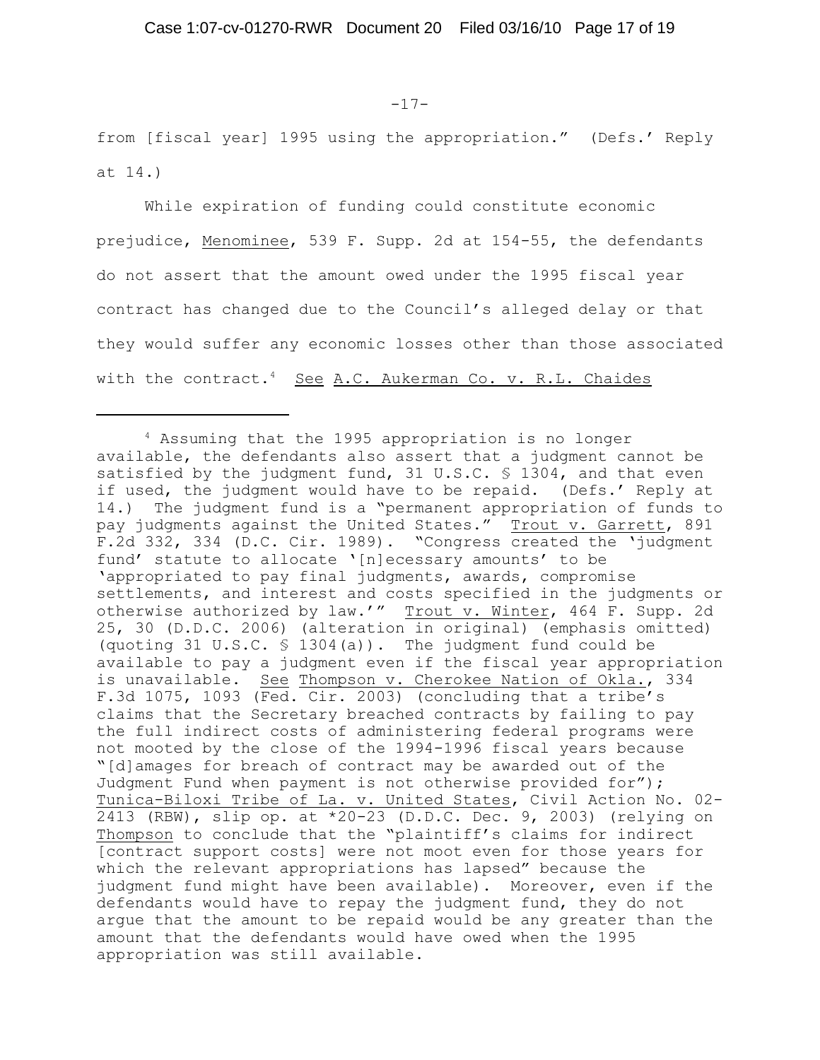from [fiscal year] 1995 using the appropriation." (Defs.' Reply at 14.)

While expiration of funding could constitute economic prejudice, Menominee, 539 F. Supp. 2d at 154-55, the defendants do not assert that the amount owed under the 1995 fiscal year contract has changed due to the Council's alleged delay or that they would suffer any economic losses other than those associated with the contract.[4] See A.C. Aukerman Co. v. R.L. Chaides

---

[4] Assuming that the 1995 appropriation is no longer available, the defendants also assert that a judgment cannot be satisfied by the judgment fund, 31 U.S.C. § 1304, and that even if used, the judgment would have to be repaid. (Defs.' Reply at 14.) The judgment fund is a "permanent appropriation of funds to pay judgments against the United States." Trout v. Garrett, 891 F.2d 332, 334 (D.C. Cir. 1989). "Congress created the 'judgment fund' statute to allocate '[n]ecessary amounts' to be 'appropriated to pay final judgments, awards, compromise settlements, and interest and costs specified in the judgments or otherwise authorized by law.'" Trout v. Winter, 464 F. Supp. 2d 25, 30 (D.D.C. 2006) (alteration in original) (emphasis omitted) (quoting 31 U.S.C. § 1304(a)). The judgment fund could be available to pay a judgment even if the fiscal year appropriation is unavailable. See Thompson v. Cherokee Nation of Okla., 334 F.3d 1075, 1093 (Fed. Cir. 2003) (concluding that a tribe's claims that the Secretary breached contracts by failing to pay the full indirect costs of administering federal programs were not mooted by the close of the 1994-1996 fiscal years because "[d]amages for breach of contract may be awarded out of the Judgment Fund when payment is not otherwise provided for"); Tunica-Biloxi Tribe of La. v. United States, Civil Action No. 02-2413 (RBW), slip op. at *20-23 (D.D.C. Dec. 9, 2003) (relying on Thompson to conclude that the "plaintiff's claims for indirect [contract support costs] were not moot even for those years for which the relevant appropriations has lapsed" because the judgment fund might have been available). Moreover, even if the defendants would have to repay the judgment fund, they do not argue that the amount to be repaid would be any greater than the amount that the defendants would have owed when the 1995 appropriation was still available.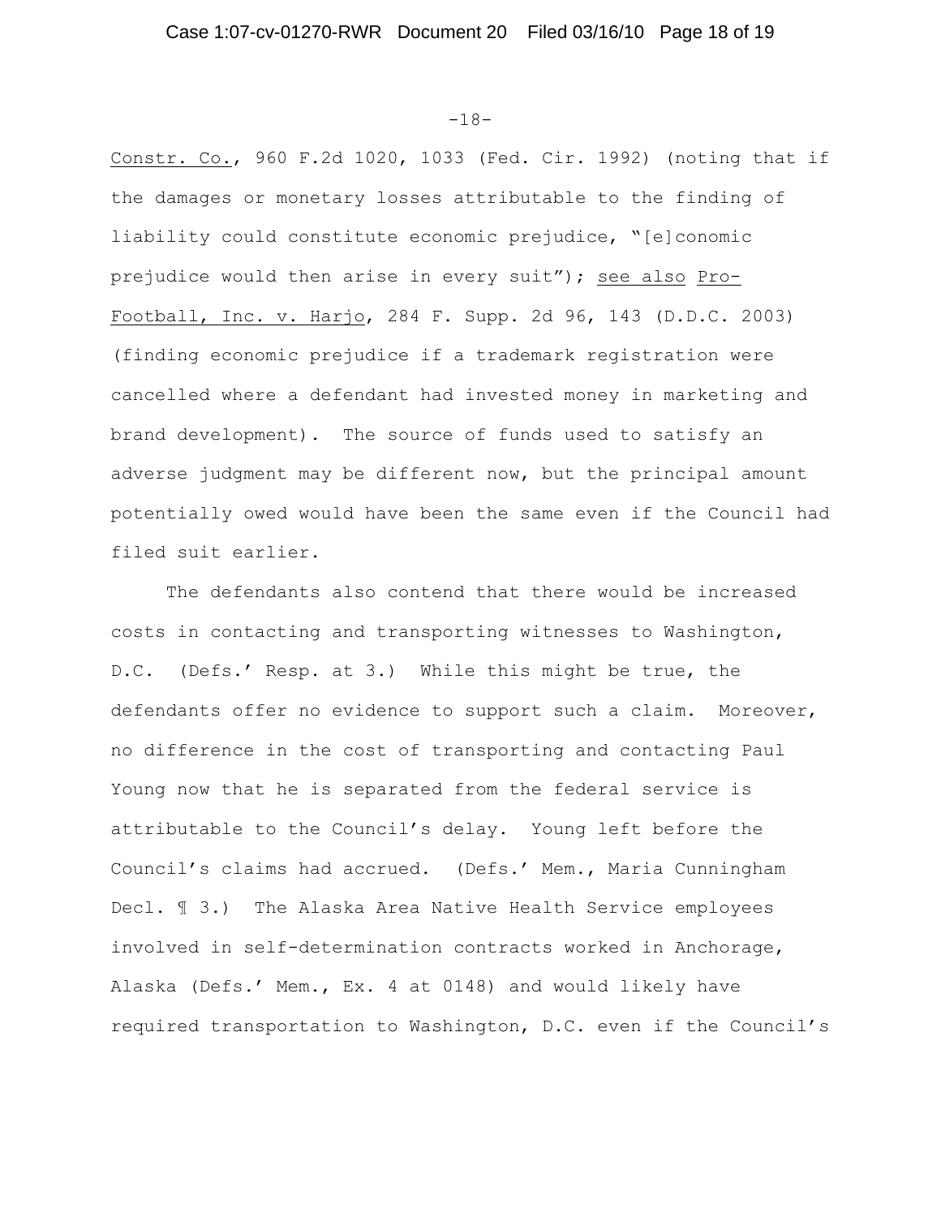Constr. Co., 960 F.2d 1020, 1033 (Fed. Cir. 1992) (noting that if the damages or monetary losses attributable to the finding of liability could constitute economic prejudice, "[e]conomic prejudice would then arise in every suit"); see also Pro-Football, Inc. v. Harjo, 284 F. Supp. 2d 96, 143 (D.D.C. 2003) (finding economic prejudice if a trademark registration were cancelled where a defendant had invested money in marketing and brand development). The source of funds used to satisfy an adverse judgment may be different now, but the principal amount potentially owed would have been the same even if the Council had filed suit earlier.

The defendants also contend that there would be increased costs in contacting and transporting witnesses to Washington, D.C. (Defs.' Resp. at 3.) While this might be true, the defendants offer no evidence to support such a claim. Moreover, no difference in the cost of transporting and contacting Paul Young now that he is separated from the federal service is attributable to the Council's delay. Young left before the Council's claims had accrued. (Defs.' Mem., Maria Cunningham Decl. ¶ 3.) The Alaska Area Native Health Service employees involved in self-determination contracts worked in Anchorage, Alaska (Defs.' Mem., Ex. 4 at 0148) and would likely have required transportation to Washington, D.C. even if the Council's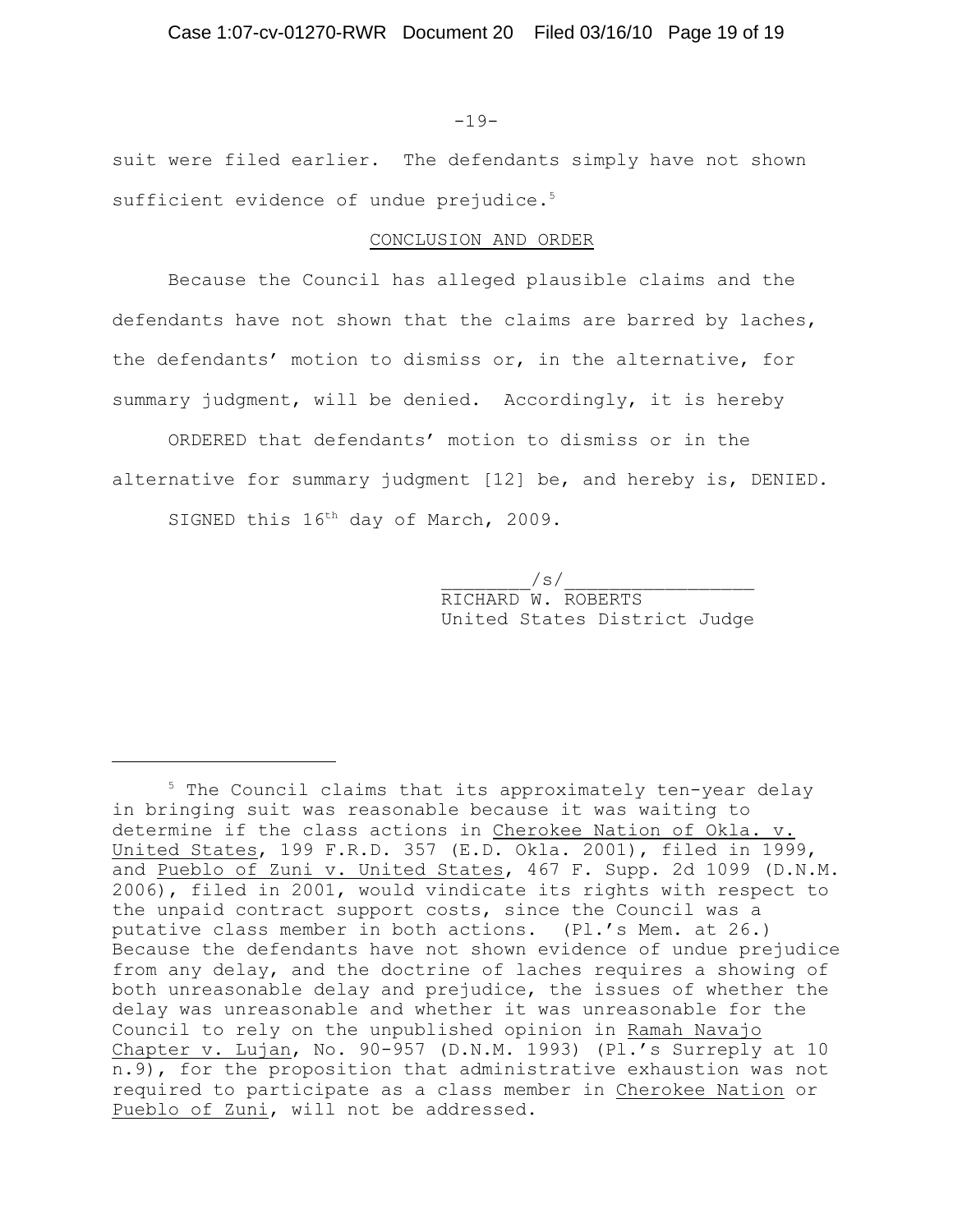suit were filed earlier. The defendants simply have not shown sufficient evidence of undue prejudice.[5]

## CONCLUSION AND ORDER

Because the Council has alleged plausible claims and the defendants have not shown that the claims are barred by laches, the defendants' motion to dismiss or, in the alternative, for summary judgment, will be denied. Accordingly, it is hereby

ORDERED that defendants' motion to dismiss or in the alternative for summary judgment [12] be, and hereby is, DENIED.

SIGNED this 16th day of March, 2009.

/s/
RICHARD W. ROBERTS
United States District Judge

---

[5] The Council claims that its approximately ten-year delay in bringing suit was reasonable because it was waiting to determine if the class actions in Cherokee Nation of Okla. v. United States, 199 F.R.D. 357 (E.D. Okla. 2001), filed in 1999, and Pueblo of Zuni v. United States, 467 F. Supp. 2d 1099 (D.N.M. 2006), filed in 2001, would vindicate its rights with respect to the unpaid contract support costs, since the Council was a putative class member in both actions. (Pl.'s Mem. at 26.) Because the defendants have not shown evidence of undue prejudice from any delay, and the doctrine of laches requires a showing of both unreasonable delay and prejudice, the issues of whether the delay was unreasonable and whether it was unreasonable for the Council to rely on the unpublished opinion in Ramah Navajo Chapter v. Lujan, No. 90-957 (D.N.M. 1993) (Pl.'s Surreply at 10 n.9), for the proposition that administrative exhaustion was not required to participate as a class member in Cherokee Nation or Pueblo of Zuni, will not be addressed.